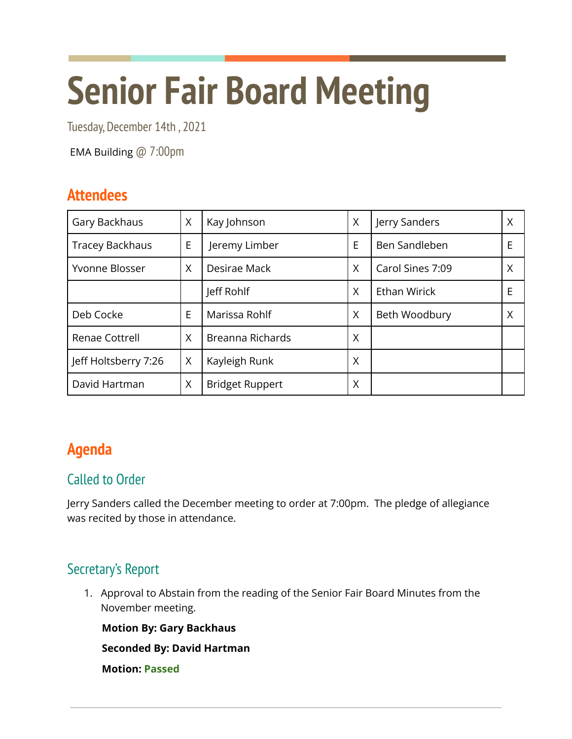# Senior Fair Board Meeting

Tuesday, December 14th , 2021

EMA Building @ 7:00pm

## Attendees

| | | | | | |
|---|---|---|---|---|---|
| Gary Backhaus | X | Kay Johnson | X | Jerry Sanders | X |
| Tracey Backhaus | E | Jeremy Limber | E | Ben Sandleben | E |
| Yvonne Blosser | X | Desirae Mack | X | Carol Sines 7:09 | X |
| | | Jeff Rohlf | X | Ethan Wirick | E |
| Deb Cocke | E | Marissa Rohlf | X | Beth Woodbury | X |
| Renae Cottrell | X | Breanna Richards | X | | |
| Jeff Holtsberry 7:26 | X | Kayleigh Runk | X | | |
| David Hartman | X | Bridget Ruppert | X | | |

## Agenda

### Called to Order

Jerry Sanders called the December meeting to order at 7:00pm. The pledge of allegiance was recited by those in attendance.

### Secretary's Report

1. Approval to Abstain from the reading of the Senior Fair Board Minutes from the November meeting.

   **Motion By: Gary Backhaus**

   **Seconded By: David Hartman**

   **Motion: Passed**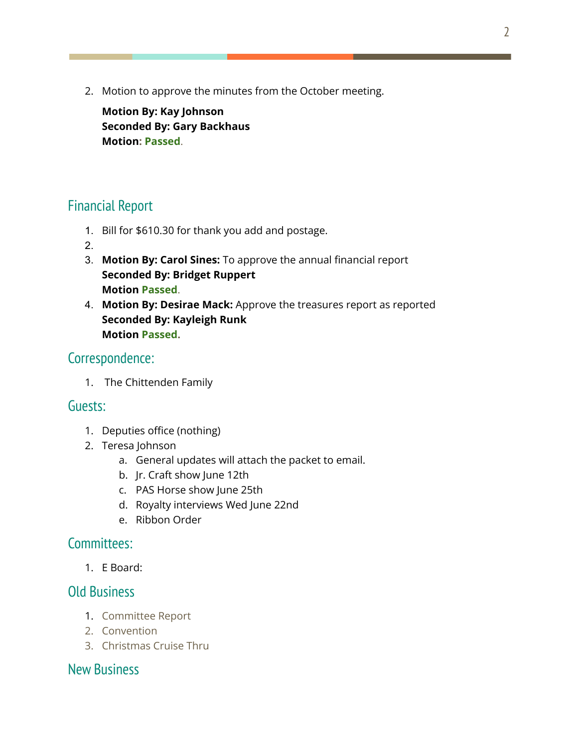2. Motion to approve the minutes from the October meeting.

   **Motion By: Kay Johnson**
   **Seconded By: Gary Backhaus**
   **Motion: Passed.**

## Financial Report

1. Bill for $610.30 for thank you add and postage.
2. 
3. **Motion By: Carol Sines:** To approve the annual financial report
   **Seconded By: Bridget Ruppert**
   **Motion Passed.**
4. **Motion By: Desirae Mack:** Approve the treasures report as reported
   **Seconded By: Kayleigh Runk**
   **Motion Passed.**

## Correspondence:

1. The Chittenden Family

## Guests:

1. Deputies office (nothing)
2. Teresa Johnson
   a. General updates will attach the packet to email.
   b. Jr. Craft show June 12th
   c. PAS Horse show June 25th
   d. Royalty interviews Wed June 22nd
   e. Ribbon Order

## Committees:

1. E Board:

## Old Business

1. Committee Report
2. Convention
3. Christmas Cruise Thru

## New Business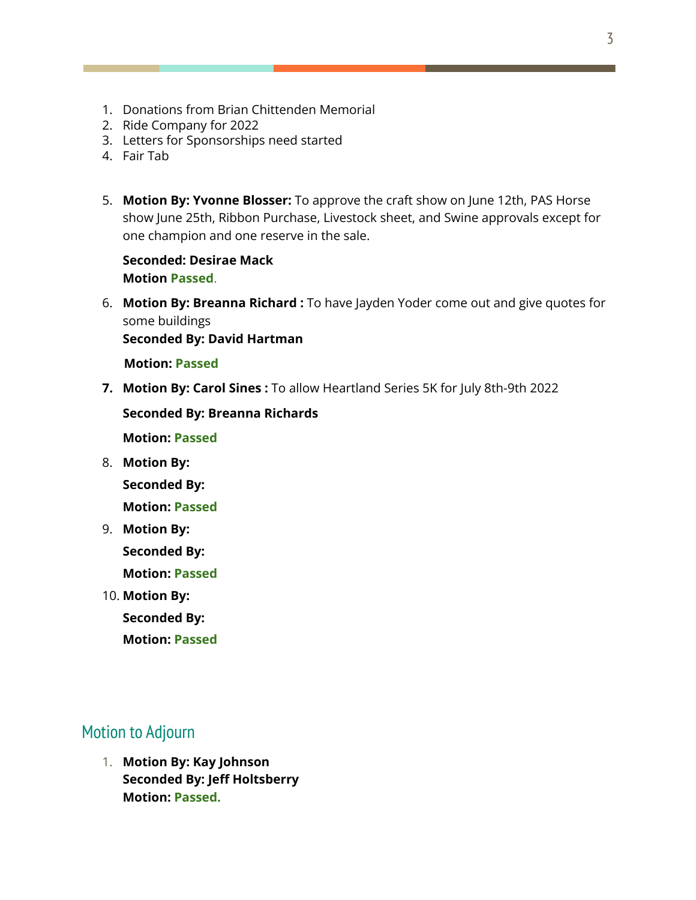1. Donations from Brian Chittenden Memorial
2. Ride Company for 2022
3. Letters for Sponsorships need started
4. Fair Tab

5. **Motion By: Yvonne Blosser:** To approve the craft show on June 12th, PAS Horse show June 25th, Ribbon Purchase, Livestock sheet, and Swine approvals except for one champion and one reserve in the sale.

   **Seconded: Desirae Mack**
   **Motion Passed**.

6. **Motion By: Breanna Richard :** To have Jayden Yoder come out and give quotes for some buildings
   **Seconded By: David Hartman**

   **Motion: Passed**

7. **Motion By: Carol Sines :** To allow Heartland Series 5K for July 8th-9th 2022

   **Seconded By: Breanna Richards**

   **Motion: Passed**

8. **Motion By:**

   **Seconded By:**

   **Motion: Passed**

9. **Motion By:**

   **Seconded By:**

   **Motion: Passed**

10. **Motion By:**

    **Seconded By:**

    **Motion: Passed**

## Motion to Adjourn

1. **Motion By: Kay Johnson**
   **Seconded By: Jeff Holtsberry**
   **Motion: Passed.**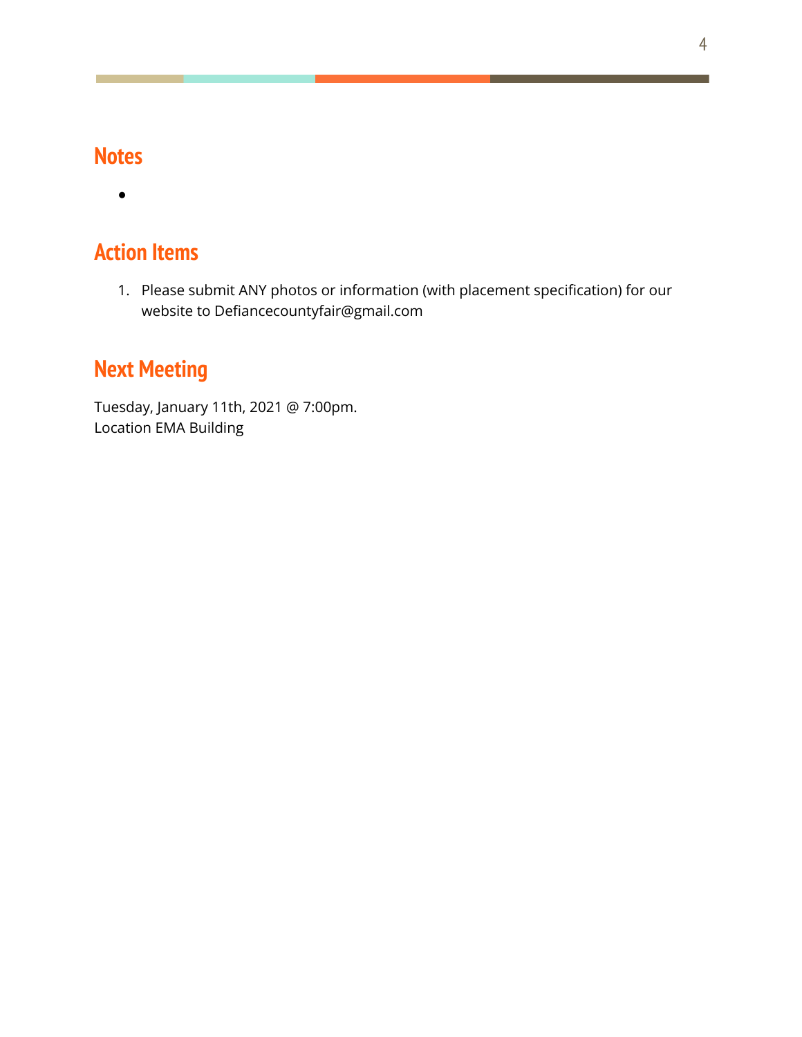## Notes

- 

## Action Items

1. Please submit ANY photos or information (with placement specification) for our website to Defiancecountyfair@gmail.com

## Next Meeting

Tuesday, January 11th, 2021 @ 7:00pm.
Location EMA Building